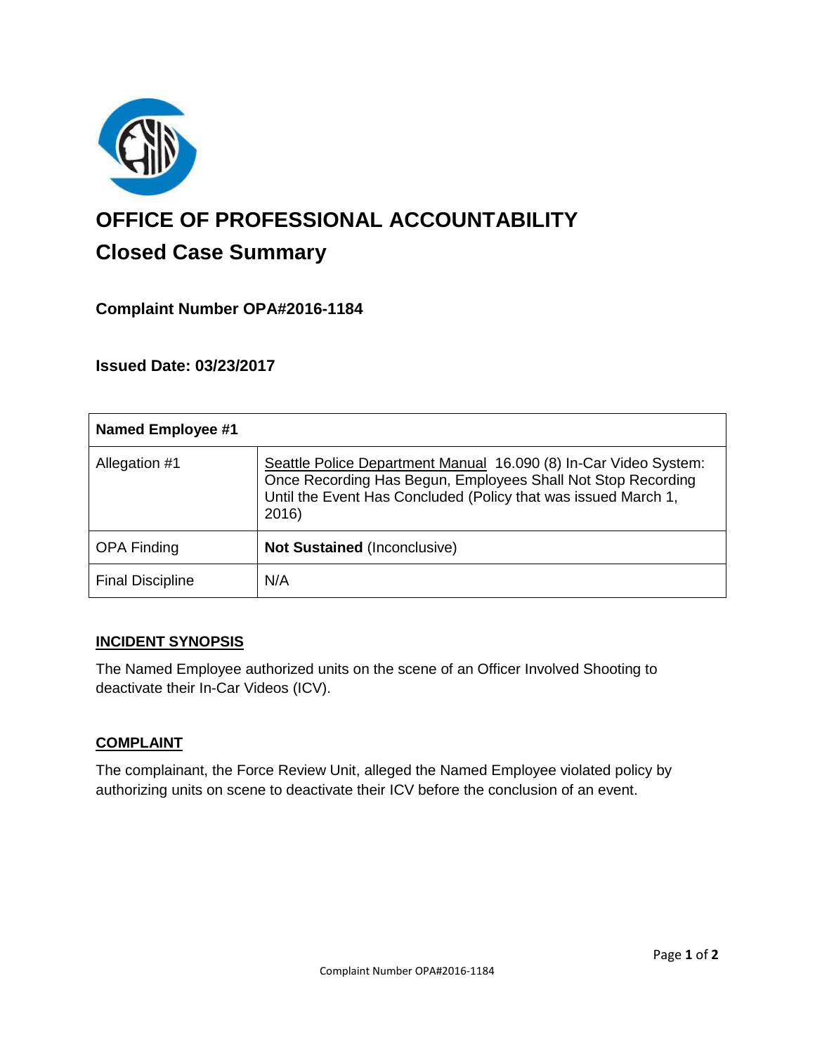# OFFICE OF PROFESSIONAL ACCOUNTABILITY

## Closed Case Summary

### Complaint Number OPA#2016-1184

### Issued Date: 03/23/2017

| Named Employee #1 | |
|---|---|
| Allegation #1 | Seattle Police Department Manual 16.090 (8) In-Car Video System: Once Recording Has Begun, Employees Shall Not Stop Recording Until the Event Has Concluded (Policy that was issued March 1, 2016) |
| OPA Finding | **Not Sustained** (Inconclusive) |
| Final Discipline | N/A |

### INCIDENT SYNOPSIS

The Named Employee authorized units on the scene of an Officer Involved Shooting to deactivate their In-Car Videos (ICV).

### COMPLAINT

The complainant, the Force Review Unit, alleged the Named Employee violated policy by authorizing units on scene to deactivate their ICV before the conclusion of an event.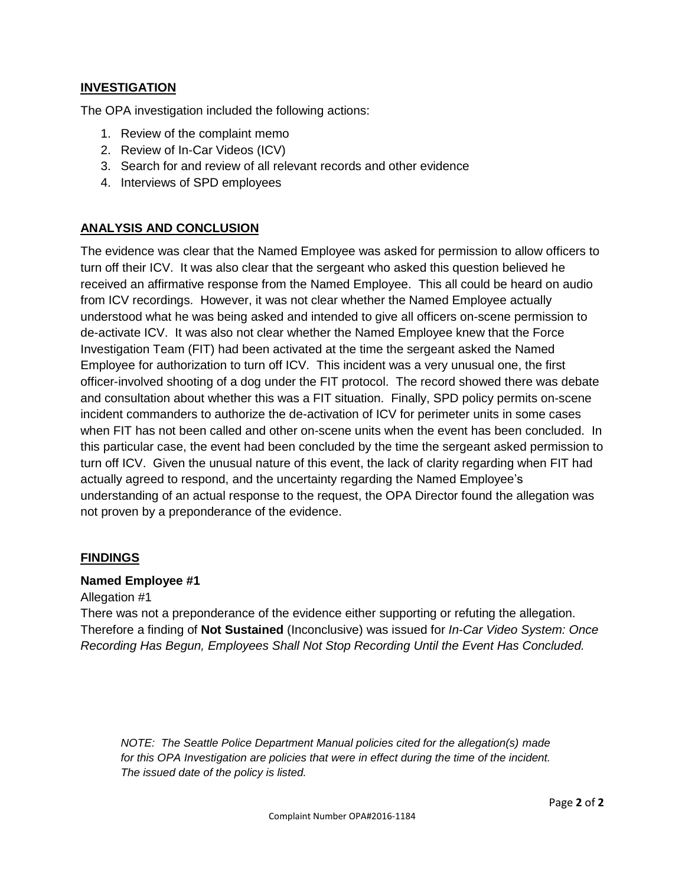## INVESTIGATION

The OPA investigation included the following actions:

1. Review of the complaint memo
2. Review of In-Car Videos (ICV)
3. Search for and review of all relevant records and other evidence
4. Interviews of SPD employees

## ANALYSIS AND CONCLUSION

The evidence was clear that the Named Employee was asked for permission to allow officers to turn off their ICV. It was also clear that the sergeant who asked this question believed he received an affirmative response from the Named Employee. This all could be heard on audio from ICV recordings. However, it was not clear whether the Named Employee actually understood what he was being asked and intended to give all officers on-scene permission to de-activate ICV. It was also not clear whether the Named Employee knew that the Force Investigation Team (FIT) had been activated at the time the sergeant asked the Named Employee for authorization to turn off ICV. This incident was a very unusual one, the first officer-involved shooting of a dog under the FIT protocol. The record showed there was debate and consultation about whether this was a FIT situation. Finally, SPD policy permits on-scene incident commanders to authorize the de-activation of ICV for perimeter units in some cases when FIT has not been called and other on-scene units when the event has been concluded. In this particular case, the event had been concluded by the time the sergeant asked permission to turn off ICV. Given the unusual nature of this event, the lack of clarity regarding when FIT had actually agreed to respond, and the uncertainty regarding the Named Employee's understanding of an actual response to the request, the OPA Director found the allegation was not proven by a preponderance of the evidence.

## FINDINGS

**Named Employee #1**

Allegation #1

There was not a preponderance of the evidence either supporting or refuting the allegation. Therefore a finding of **Not Sustained** (Inconclusive) was issued for *In-Car Video System: Once Recording Has Begun, Employees Shall Not Stop Recording Until the Event Has Concluded.*

*NOTE: The Seattle Police Department Manual policies cited for the allegation(s) made for this OPA Investigation are policies that were in effect during the time of the incident. The issued date of the policy is listed.*

Complaint Number OPA#2016-1184